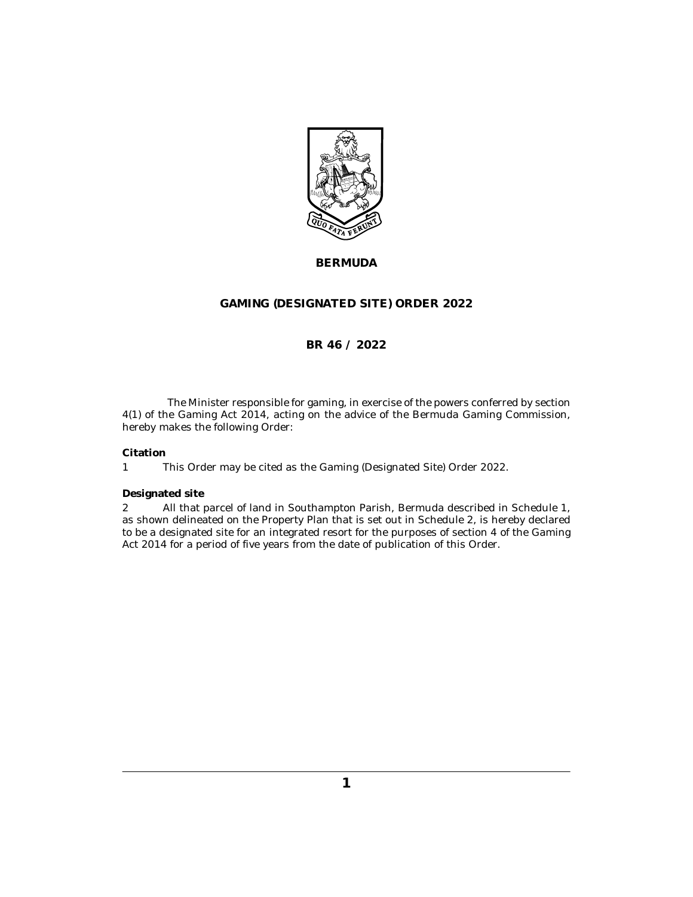# BERMUDA

## GAMING (DESIGNATED SITE) ORDER 2022

## BR 46 / 2022

The Minister responsible for gaming, in exercise of the powers conferred by section 4(1) of the Gaming Act 2014, acting on the advice of the Bermuda Gaming Commission, hereby makes the following Order:

**Citation**

1 This Order may be cited as the Gaming (Designated Site) Order 2022.

**Designated site**

2 All that parcel of land in Southampton Parish, Bermuda described in Schedule 1, as shown delineated on the Property Plan that is set out in Schedule 2, is hereby declared to be a designated site for an integrated resort for the purposes of section 4 of the Gaming Act 2014 for a period of five years from the date of publication of this Order.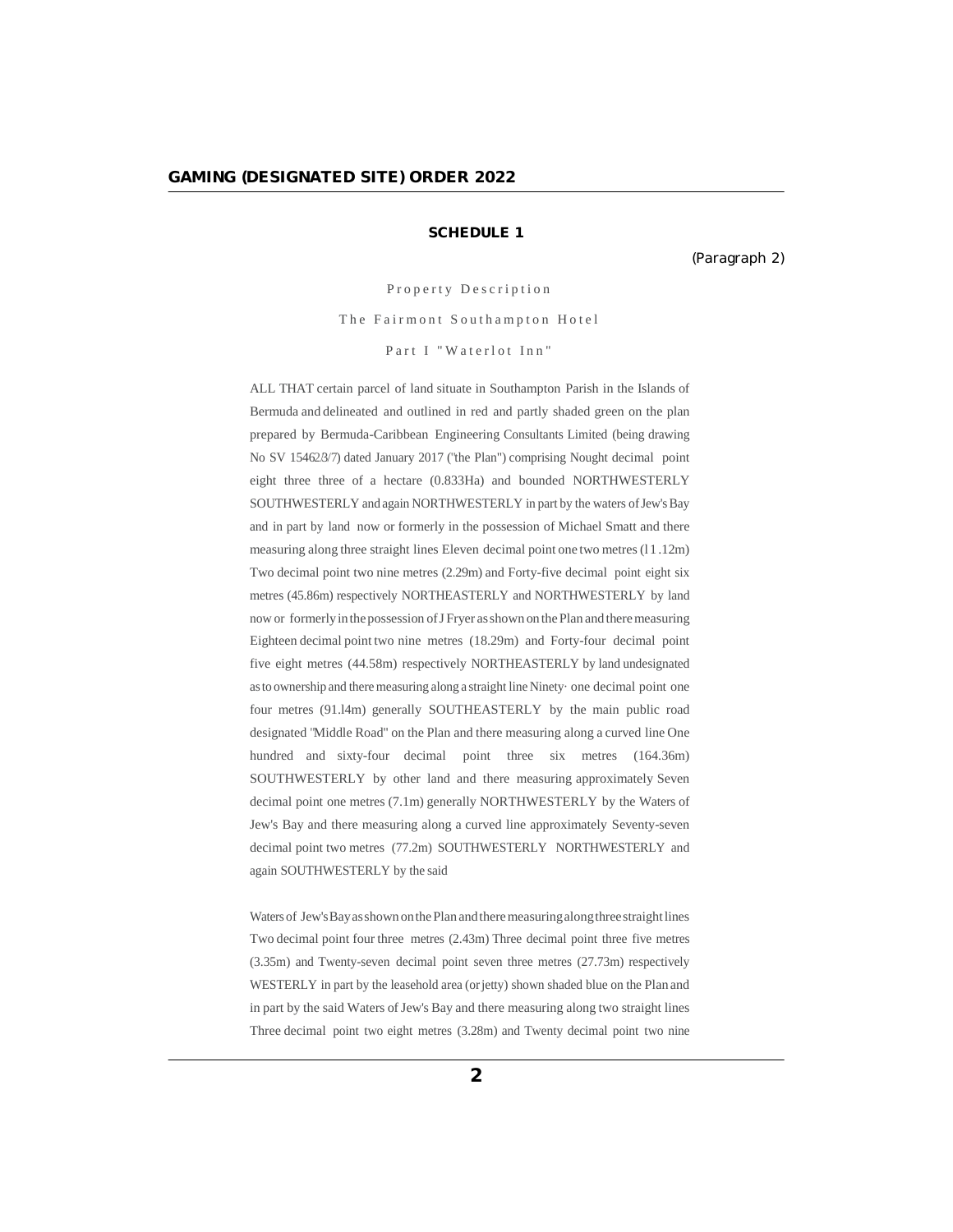## SCHEDULE 1

(Paragraph 2)

Property Description

The Fairmont Southampton Hotel

Part I "Waterlot Inn"

ALL THAT certain parcel of land situate in Southampton Parish in the Islands of Bermuda and delineated and outlined in red and partly shaded green on the plan prepared by Bermuda-Caribbean Engineering Consultants Limited (being drawing No SV 15462/3/7) dated January 2017 ('the Plan") comprising Nought decimal point eight three three of a hectare (0.833Ha) and bounded NORTHWESTERLY SOUTHWESTERLY and again NORTHWESTERLY in part by the waters of Jew's Bay and in part by land now or formerly in the possession of Michael Smatt and there measuring along three straight lines Eleven decimal point one two metres (l1.12m) Two decimal point two nine metres (2.29m) and Forty-five decimal point eight six metres (45.86m) respectively NORTHEASTERLY and NORTHWESTERLY by land now or formerly in the possession of J Fryer as shown on the Plan and there measuring Eighteen decimal point two nine metres (18.29m) and Forty-four decimal point five eight metres (44.58m) respectively NORTHEASTERLY by land undesignated as to ownership and there measuring along a straight line Ninety· one decimal point one four metres (91.l4m) generally SOUTHEASTERLY by the main public road designated "Middle Road" on the Plan and there measuring along a curved line One hundred and sixty-four decimal point three six metres (164.36m) SOUTHWESTERLY by other land and there measuring approximately Seven decimal point one metres (7.1m) generally NORTHWESTERLY by the Waters of Jew's Bay and there measuring along a curved line approximately Seventy-seven decimal point two metres (77.2m) SOUTHWESTERLY NORTHWESTERLY and again SOUTHWESTERLY by the said

Waters of Jew's Bay as shown on the Plan and there measuring along three straight lines Two decimal point four three metres (2.43m) Three decimal point three five metres (3.35m) and Twenty-seven decimal point seven three metres (27.73m) respectively WESTERLY in part by the leasehold area (or jetty) shown shaded blue on the Plan and in part by the said Waters of Jew's Bay and there measuring along two straight lines Three decimal point two eight metres (3.28m) and Twenty decimal point two nine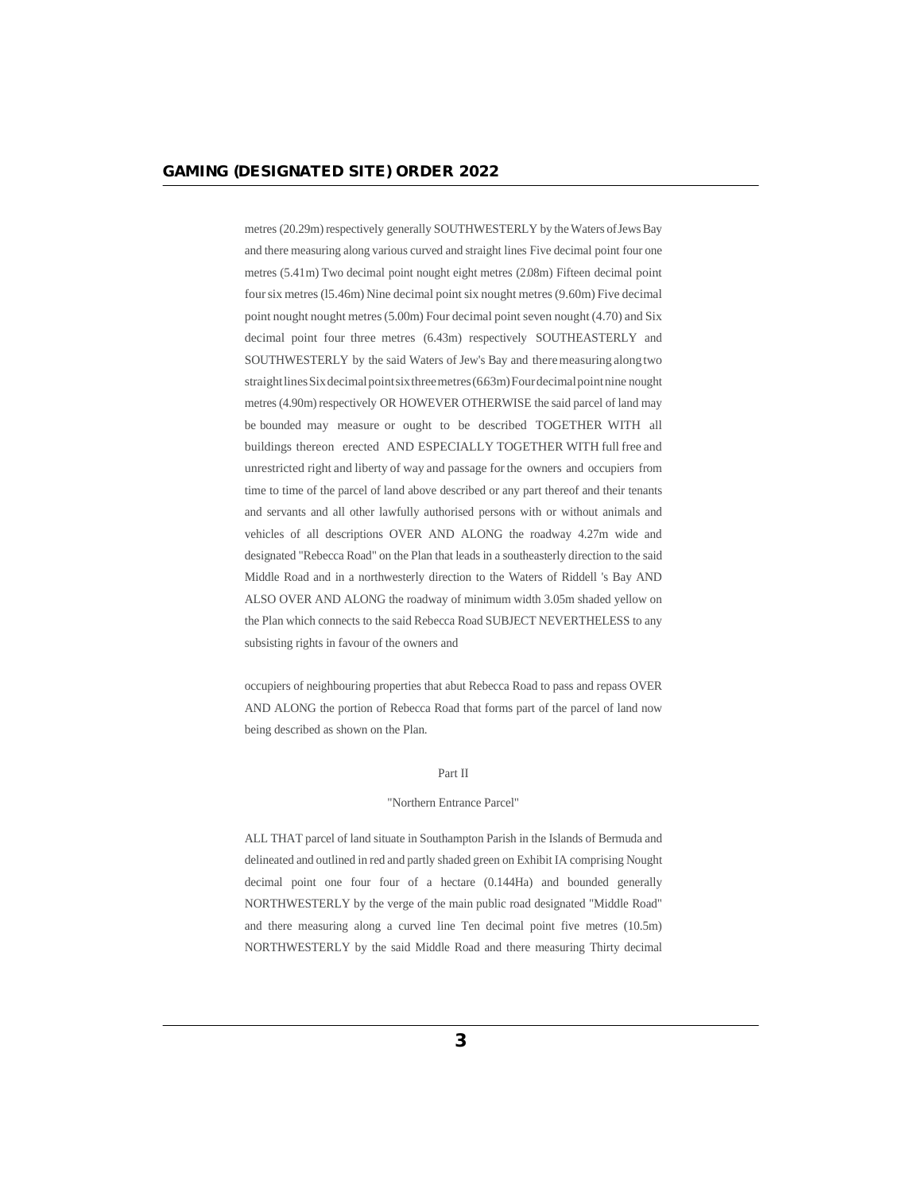metres (20.29m) respectively generally SOUTHWESTERLY by the Waters of Jews Bay and there measuring along various curved and straight lines Five decimal point four one metres (5.41m) Two decimal point nought eight metres (2.08m) Fifteen decimal point four six metres (l5.46m) Nine decimal point six nought metres (9.60m) Five decimal point nought nought metres (5.00m) Four decimal point seven nought (4.70) and Six decimal point four three metres (6.43m) respectively SOUTHEASTERLY and SOUTHWESTERLY by the said Waters of Jew's Bay and there measuring along two straight lines Six decimal point six three metres (6.63m) Four decimal point nine nought metres (4.90m) respectively OR HOWEVER OTHERWISE the said parcel of land may be bounded may measure or ought to be described TOGETHER WITH all buildings thereon erected AND ESPECIALLY TOGETHER WITH full free and unrestricted right and liberty of way and passage for the owners and occupiers from time to time of the parcel of land above described or any part thereof and their tenants and servants and all other lawfully authorised persons with or without animals and vehicles of all descriptions OVER AND ALONG the roadway 4.27m wide and designated "Rebecca Road" on the Plan that leads in a southeasterly direction to the said Middle Road and in a northwesterly direction to the Waters of Riddell 's Bay AND ALSO OVER AND ALONG the roadway of minimum width 3.05m shaded yellow on the Plan which connects to the said Rebecca Road SUBJECT NEVERTHELESS to any subsisting rights in favour of the owners and

occupiers of neighbouring properties that abut Rebecca Road to pass and repass OVER AND ALONG the portion of Rebecca Road that forms part of the parcel of land now being described as shown on the Plan.

Part II

"Northern Entrance Parcel"

ALL THAT parcel of land situate in Southampton Parish in the Islands of Bermuda and delineated and outlined in red and partly shaded green on Exhibit IA comprising Nought decimal point one four four of a hectare (0.144Ha) and bounded generally NORTHWESTERLY by the verge of the main public road designated "Middle Road" and there measuring along a curved line Ten decimal point five metres (10.5m) NORTHWESTERLY by the said Middle Road and there measuring Thirty decimal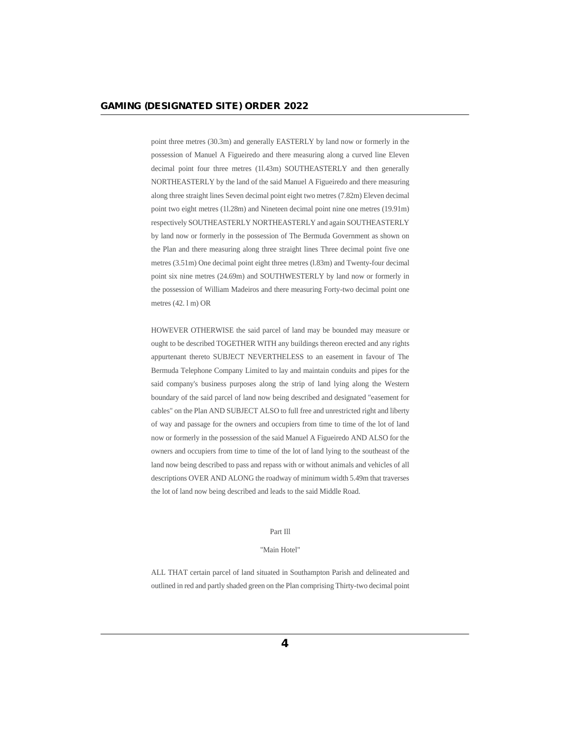point three metres (30.3m) and generally EASTERLY by land now or formerly in the possession of Manuel A Figueiredo and there measuring along a curved line Eleven decimal point four three metres (1l.43m) SOUTHEASTERLY and then generally NORTHEASTERLY by the land of the said Manuel A Figueiredo and there measuring along three straight lines Seven decimal point eight two metres (7.82m) Eleven decimal point two eight metres (1l.28m) and Nineteen decimal point nine one metres (19.91m) respectively SOUTHEASTERLY NORTHEASTERLY and again SOUTHEASTERLY by land now or formerly in the possession of The Bermuda Government as shown on the Plan and there measuring along three straight lines Three decimal point five one metres (3.51m) One decimal point eight three metres (l.83m) and Twenty-four decimal point six nine metres (24.69m) and SOUTHWESTERLY by land now or formerly in the possession of William Madeiros and there measuring Forty-two decimal point one metres (42. l m) OR

HOWEVER OTHERWISE the said parcel of land may be bounded may measure or ought to be described TOGETHER WITH any buildings thereon erected and any rights appurtenant thereto SUBJECT NEVERTHELESS to an easement in favour of The Bermuda Telephone Company Limited to lay and maintain conduits and pipes for the said company's business purposes along the strip of land lying along the Western boundary of the said parcel of land now being described and designated "easement for cables" on the Plan AND SUBJECT ALSO to full free and unrestricted right and liberty of way and passage for the owners and occupiers from time to time of the lot of land now or formerly in the possession of the said Manuel A Figueiredo AND ALSO for the owners and occupiers from time to time of the lot of land lying to the southeast of the land now being described to pass and repass with or without animals and vehicles of all descriptions OVER AND ALONG the roadway of minimum width 5.49m that traverses the lot of land now being described and leads to the said Middle Road.

Part Ill

"Main Hotel"

ALL THAT certain parcel of land situated in Southampton Parish and delineated and outlined in red and partly shaded green on the Plan comprising Thirty-two decimal point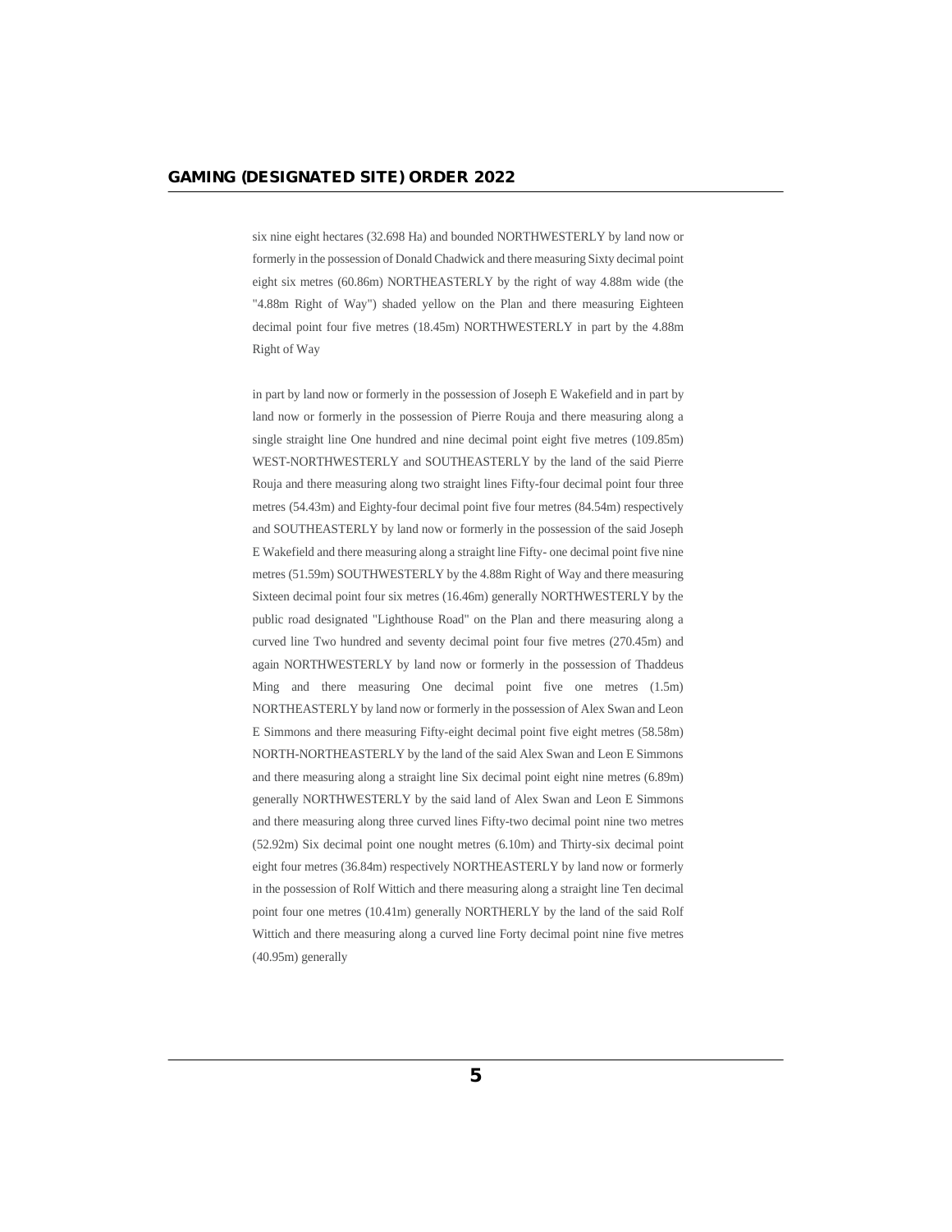six nine eight hectares (32.698 Ha) and bounded NORTHWESTERLY by land now or formerly in the possession of Donald Chadwick and there measuring Sixty decimal point eight six metres (60.86m) NORTHEASTERLY by the right of way 4.88m wide (the "4.88m Right of Way") shaded yellow on the Plan and there measuring Eighteen decimal point four five metres (18.45m) NORTHWESTERLY in part by the 4.88m Right of Way

in part by land now or formerly in the possession of Joseph E Wakefield and in part by land now or formerly in the possession of Pierre Rouja and there measuring along a single straight line One hundred and nine decimal point eight five metres (109.85m) WEST-NORTHWESTERLY and SOUTHEASTERLY by the land of the said Pierre Rouja and there measuring along two straight lines Fifty-four decimal point four three metres (54.43m) and Eighty-four decimal point five four metres (84.54m) respectively and SOUTHEASTERLY by land now or formerly in the possession of the said Joseph E Wakefield and there measuring along a straight line Fifty- one decimal point five nine metres (51.59m) SOUTHWESTERLY by the 4.88m Right of Way and there measuring Sixteen decimal point four six metres (16.46m) generally NORTHWESTERLY by the public road designated "Lighthouse Road" on the Plan and there measuring along a curved line Two hundred and seventy decimal point four five metres (270.45m) and again NORTHWESTERLY by land now or formerly in the possession of Thaddeus Ming and there measuring One decimal point five one metres (1.5m) NORTHEASTERLY by land now or formerly in the possession of Alex Swan and Leon E Simmons and there measuring Fifty-eight decimal point five eight metres (58.58m) NORTH-NORTHEASTERLY by the land of the said Alex Swan and Leon E Simmons and there measuring along a straight line Six decimal point eight nine metres (6.89m) generally NORTHWESTERLY by the said land of Alex Swan and Leon E Simmons and there measuring along three curved lines Fifty-two decimal point nine two metres (52.92m) Six decimal point one nought metres (6.10m) and Thirty-six decimal point eight four metres (36.84m) respectively NORTHEASTERLY by land now or formerly in the possession of Rolf Wittich and there measuring along a straight line Ten decimal point four one metres (10.41m) generally NORTHERLY by the land of the said Rolf Wittich and there measuring along a curved line Forty decimal point nine five metres (40.95m) generally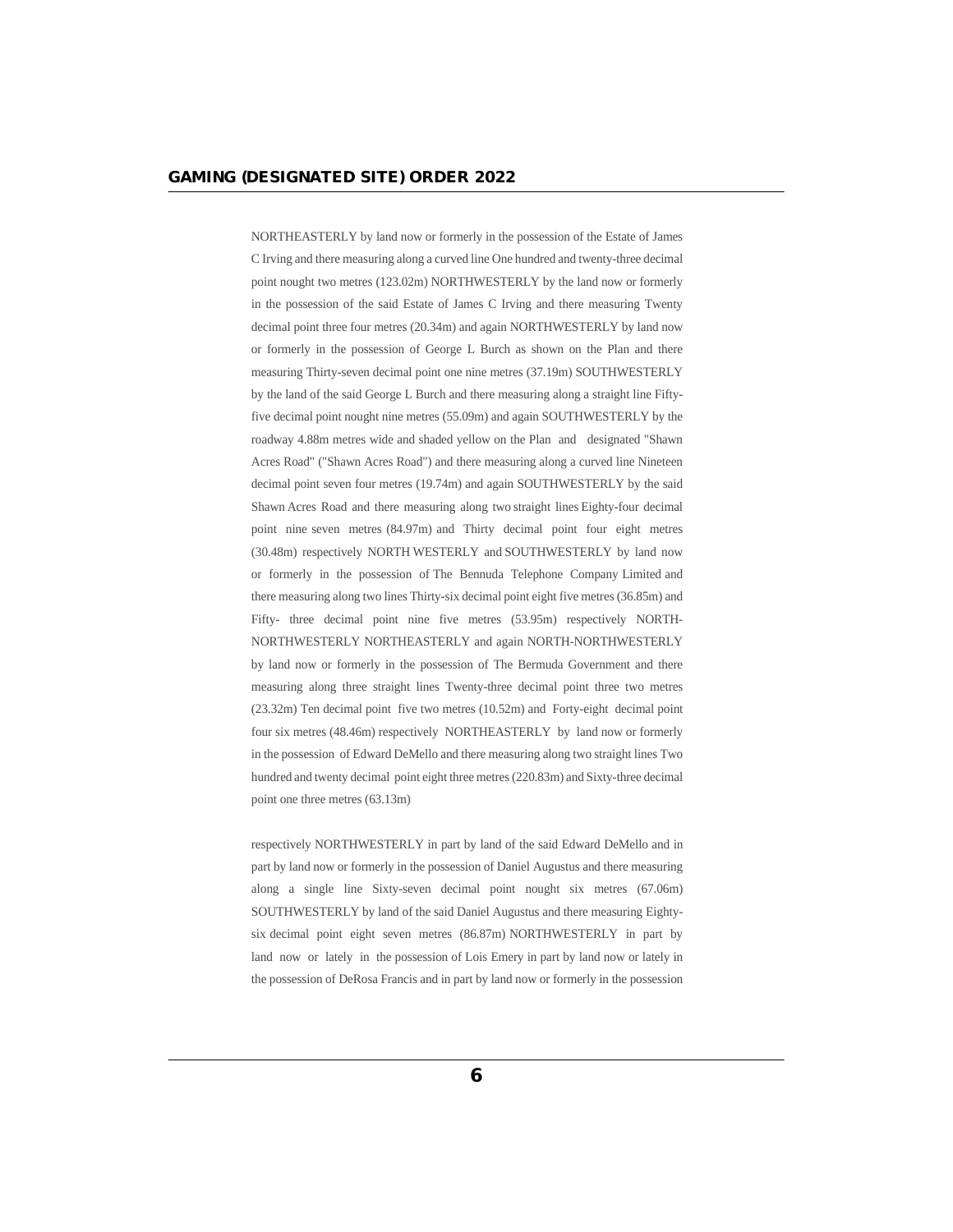NORTHEASTERLY by land now or formerly in the possession of the Estate of James C Irving and there measuring along a curved line One hundred and twenty-three decimal point nought two metres (123.02m) NORTHWESTERLY by the land now or formerly in the possession of the said Estate of James C Irving and there measuring Twenty decimal point three four metres (20.34m) and again NORTHWESTERLY by land now or formerly in the possession of George L Burch as shown on the Plan and there measuring Thirty-seven decimal point one nine metres (37.19m) SOUTHWESTERLY by the land of the said George L Burch and there measuring along a straight line Fifty-five decimal point nought nine metres (55.09m) and again SOUTHWESTERLY by the roadway 4.88m metres wide and shaded yellow on the Plan and designated "Shawn Acres Road" ("Shawn Acres Road") and there measuring along a curved line Nineteen decimal point seven four metres (19.74m) and again SOUTHWESTERLY by the said Shawn Acres Road and there measuring along two straight lines Eighty-four decimal point nine seven metres (84.97m) and Thirty decimal point four eight metres (30.48m) respectively NORTH WESTERLY and SOUTHWESTERLY by land now or formerly in the possession of The Bennuda Telephone Company Limited and there measuring along two lines Thirty-six decimal point eight five metres (36.85m) and Fifty- three decimal point nine five metres (53.95m) respectively NORTH-NORTHWESTERLY NORTHEASTERLY and again NORTH-NORTHWESTERLY by land now or formerly in the possession of The Bermuda Government and there measuring along three straight lines Twenty-three decimal point three two metres (23.32m) Ten decimal point five two metres (10.52m) and Forty-eight decimal point four six metres (48.46m) respectively NORTHEASTERLY by land now or formerly in the possession of Edward DeMello and there measuring along two straight lines Two hundred and twenty decimal point eight three metres (220.83m) and Sixty-three decimal point one three metres (63.13m)

respectively NORTHWESTERLY in part by land of the said Edward DeMello and in part by land now or formerly in the possession of Daniel Augustus and there measuring along a single line Sixty-seven decimal point nought six metres (67.06m) SOUTHWESTERLY by land of the said Daniel Augustus and there measuring Eighty-six decimal point eight seven metres (86.87m) NORTHWESTERLY in part by land now or lately in the possession of Lois Emery in part by land now or lately in the possession of DeRosa Francis and in part by land now or formerly in the possession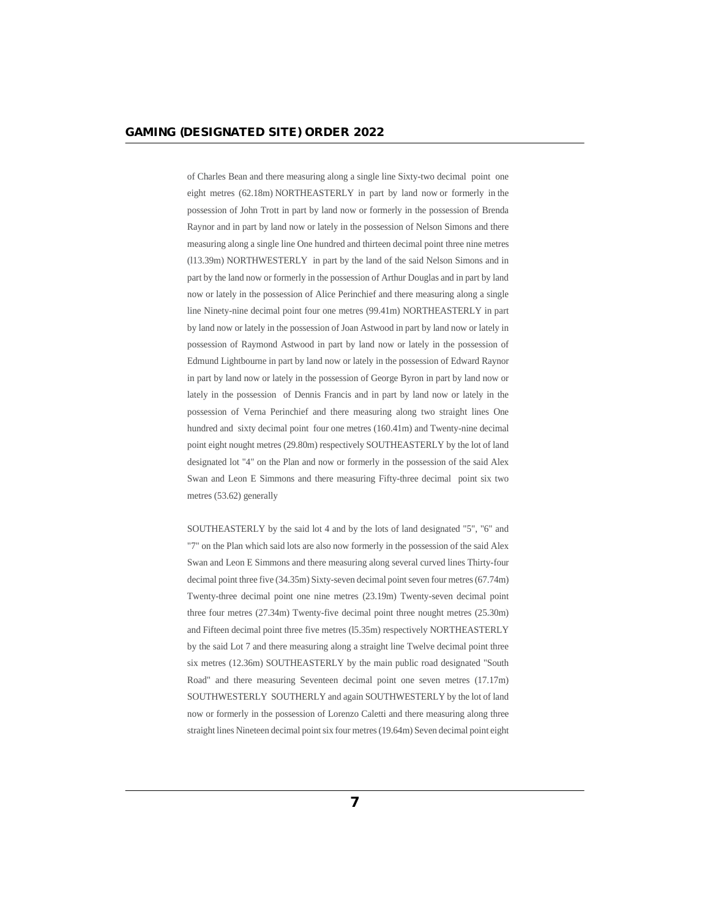of Charles Bean and there measuring along a single line Sixty-two decimal point one eight metres (62.18m) NORTHEASTERLY in part by land now or formerly in the possession of John Trott in part by land now or formerly in the possession of Brenda Raynor and in part by land now or lately in the possession of Nelson Simons and there measuring along a single line One hundred and thirteen decimal point three nine metres (l13.39m) NORTHWESTERLY in part by the land of the said Nelson Simons and in part by the land now or formerly in the possession of Arthur Douglas and in part by land now or lately in the possession of Alice Perinchief and there measuring along a single line Ninety-nine decimal point four one metres (99.41m) NORTHEASTERLY in part by land now or lately in the possession of Joan Astwood in part by land now or lately in possession of Raymond Astwood in part by land now or lately in the possession of Edmund Lightbourne in part by land now or lately in the possession of Edward Raynor in part by land now or lately in the possession of George Byron in part by land now or lately in the possession of Dennis Francis and in part by land now or lately in the possession of Verna Perinchief and there measuring along two straight lines One hundred and sixty decimal point four one metres (160.41m) and Twenty-nine decimal point eight nought metres (29.80m) respectively SOUTHEASTERLY by the lot of land designated lot "4" on the Plan and now or formerly in the possession of the said Alex Swan and Leon E Simmons and there measuring Fifty-three decimal point six two metres (53.62) generally

SOUTHEASTERLY by the said lot 4 and by the lots of land designated "5", "6" and "7" on the Plan which said lots are also now formerly in the possession of the said Alex Swan and Leon E Simmons and there measuring along several curved lines Thirty-four decimal point three five (34.35m) Sixty-seven decimal point seven four metres (67.74m) Twenty-three decimal point one nine metres (23.19m) Twenty-seven decimal point three four metres (27.34m) Twenty-five decimal point three nought metres (25.30m) and Fifteen decimal point three five metres (l5.35m) respectively NORTHEASTERLY by the said Lot 7 and there measuring along a straight line Twelve decimal point three six metres (12.36m) SOUTHEASTERLY by the main public road designated "South Road" and there measuring Seventeen decimal point one seven metres (17.17m) SOUTHWESTERLY SOUTHERLY and again SOUTHWESTERLY by the lot of land now or formerly in the possession of Lorenzo Caletti and there measuring along three straight lines Nineteen decimal point six four metres (19.64m) Seven decimal point eight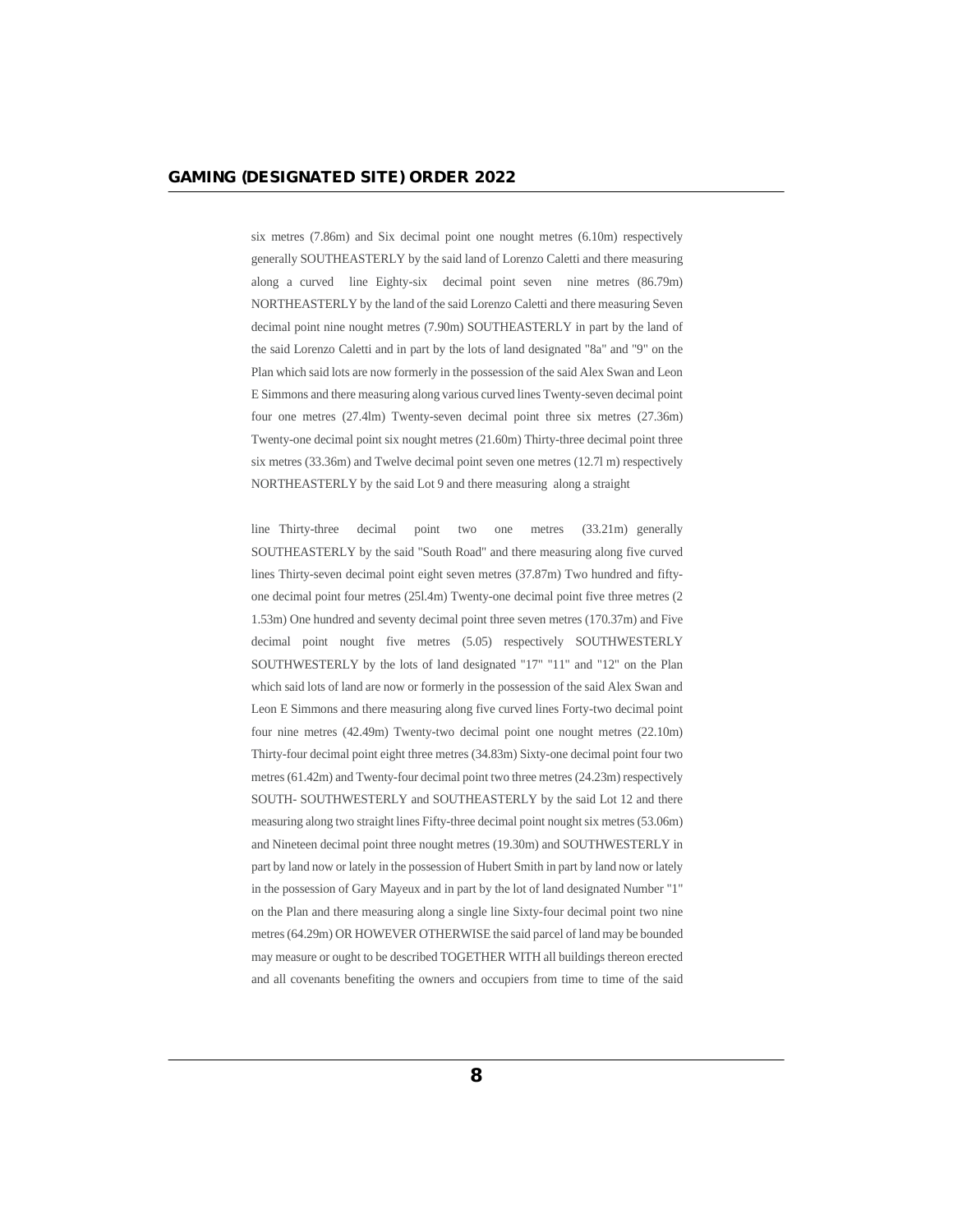six metres (7.86m) and Six decimal point one nought metres (6.10m) respectively generally SOUTHEASTERLY by the said land of Lorenzo Caletti and there measuring along a curved line Eighty-six decimal point seven nine metres (86.79m) NORTHEASTERLY by the land of the said Lorenzo Caletti and there measuring Seven decimal point nine nought metres (7.90m) SOUTHEASTERLY in part by the land of the said Lorenzo Caletti and in part by the lots of land designated "8a" and "9" on the Plan which said lots are now formerly in the possession of the said Alex Swan and Leon E Simmons and there measuring along various curved lines Twenty-seven decimal point four one metres (27.4lm) Twenty-seven decimal point three six metres (27.36m) Twenty-one decimal point six nought metres (21.60m) Thirty-three decimal point three six metres (33.36m) and Twelve decimal point seven one metres (12.7l m) respectively NORTHEASTERLY by the said Lot 9 and there measuring along a straight

line Thirty-three decimal point two one metres (33.21m) generally SOUTHEASTERLY by the said "South Road" and there measuring along five curved lines Thirty-seven decimal point eight seven metres (37.87m) Two hundred and fifty-one decimal point four metres (25l.4m) Twenty-one decimal point five three metres (2 1.53m) One hundred and seventy decimal point three seven metres (170.37m) and Five decimal point nought five metres (5.05) respectively SOUTHWESTERLY SOUTHWESTERLY by the lots of land designated "17" "11" and "12" on the Plan which said lots of land are now or formerly in the possession of the said Alex Swan and Leon E Simmons and there measuring along five curved lines Forty-two decimal point four nine metres (42.49m) Twenty-two decimal point one nought metres (22.10m) Thirty-four decimal point eight three metres (34.83m) Sixty-one decimal point four two metres (61.42m) and Twenty-four decimal point two three metres (24.23m) respectively SOUTH- SOUTHWESTERLY and SOUTHEASTERLY by the said Lot 12 and there measuring along two straight lines Fifty-three decimal point nought six metres (53.06m) and Nineteen decimal point three nought metres (19.30m) and SOUTHWESTERLY in part by land now or lately in the possession of Hubert Smith in part by land now or lately in the possession of Gary Mayeux and in part by the lot of land designated Number "1" on the Plan and there measuring along a single line Sixty-four decimal point two nine metres (64.29m) OR HOWEVER OTHERWISE the said parcel of land may be bounded may measure or ought to be described TOGETHER WITH all buildings thereon erected and all covenants benefiting the owners and occupiers from time to time of the said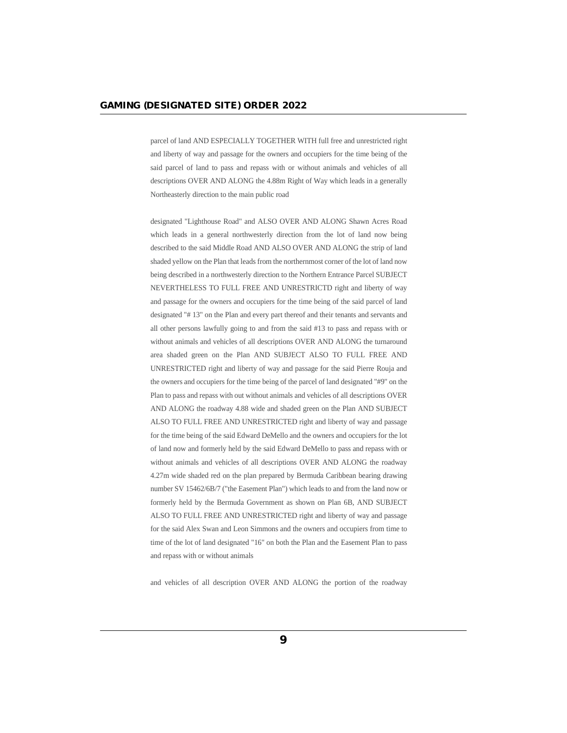parcel of land AND ESPECIALLY TOGETHER WITH full free and unrestricted right and liberty of way and passage for the owners and occupiers for the time being of the said parcel of land to pass and repass with or without animals and vehicles of all descriptions OVER AND ALONG the 4.88m Right of Way which leads in a generally Northeasterly direction to the main public road

designated "Lighthouse Road" and ALSO OVER AND ALONG Shawn Acres Road which leads in a general northwesterly direction from the lot of land now being described to the said Middle Road AND ALSO OVER AND ALONG the strip of land shaded yellow on the Plan that leads from the northernmost corner of the lot of land now being described in a northwesterly direction to the Northern Entrance Parcel SUBJECT NEVERTHELESS TO FULL FREE AND UNRESTRICTD right and liberty of way and passage for the owners and occupiers for the time being of the said parcel of land designated "# 13" on the Plan and every part thereof and their tenants and servants and all other persons lawfully going to and from the said #13 to pass and repass with or without animals and vehicles of all descriptions OVER AND ALONG the turnaround area shaded green on the Plan AND SUBJECT ALSO TO FULL FREE AND UNRESTRICTED right and liberty of way and passage for the said Pierre Rouja and the owners and occupiers for the time being of the parcel of land designated "#9" on the Plan to pass and repass with out without animals and vehicles of all descriptions OVER AND ALONG the roadway 4.88 wide and shaded green on the Plan AND SUBJECT ALSO TO FULL FREE AND UNRESTRICTED right and liberty of way and passage for the time being of the said Edward DeMello and the owners and occupiers for the lot of land now and formerly held by the said Edward DeMello to pass and repass with or without animals and vehicles of all descriptions OVER AND ALONG the roadway 4.27m wide shaded red on the plan prepared by Bermuda Caribbean bearing drawing number SV 15462/6B/7 ("the Easement Plan") which leads to and from the land now or formerly held by the Bermuda Government as shown on Plan 6B, AND SUBJECT ALSO TO FULL FREE AND UNRESTRICTED right and liberty of way and passage for the said Alex Swan and Leon Simmons and the owners and occupiers from time to time of the lot of land designated "16" on both the Plan and the Easement Plan to pass and repass with or without animals

and vehicles of all description OVER AND ALONG the portion of the roadway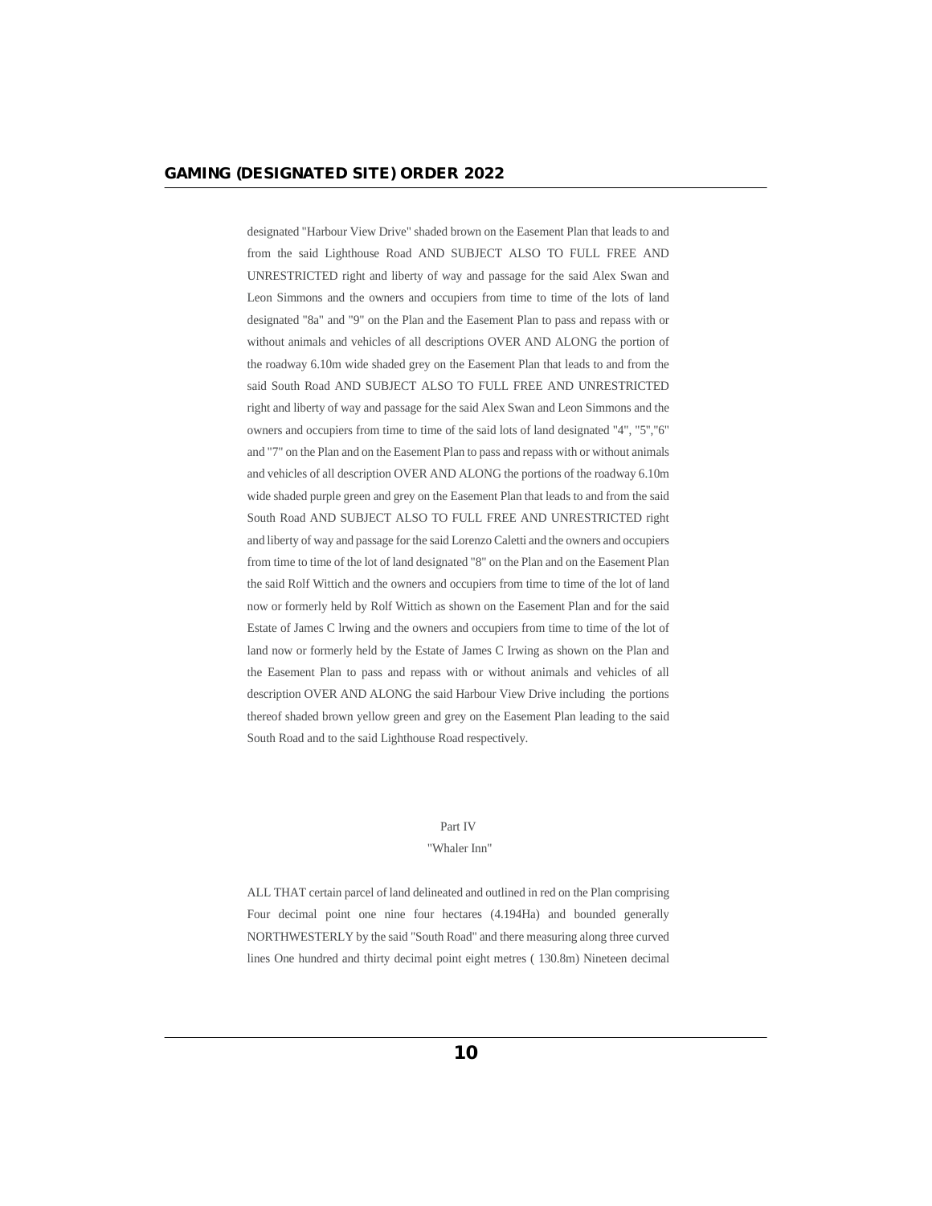designated "Harbour View Drive" shaded brown on the Easement Plan that leads to and from the said Lighthouse Road AND SUBJECT ALSO TO FULL FREE AND UNRESTRICTED right and liberty of way and passage for the said Alex Swan and Leon Simmons and the owners and occupiers from time to time of the lots of land designated "8a" and "9" on the Plan and the Easement Plan to pass and repass with or without animals and vehicles of all descriptions OVER AND ALONG the portion of the roadway 6.10m wide shaded grey on the Easement Plan that leads to and from the said South Road AND SUBJECT ALSO TO FULL FREE AND UNRESTRICTED right and liberty of way and passage for the said Alex Swan and Leon Simmons and the owners and occupiers from time to time of the said lots of land designated "4", "5","6" and "7" on the Plan and on the Easement Plan to pass and repass with or without animals and vehicles of all description OVER AND ALONG the portions of the roadway 6.10m wide shaded purple green and grey on the Easement Plan that leads to and from the said South Road AND SUBJECT ALSO TO FULL FREE AND UNRESTRICTED right and liberty of way and passage for the said Lorenzo Caletti and the owners and occupiers from time to time of the lot of land designated "8" on the Plan and on the Easement Plan the said Rolf Wittich and the owners and occupiers from time to time of the lot of land now or formerly held by Rolf Wittich as shown on the Easement Plan and for the said Estate of James C lrwing and the owners and occupiers from time to time of the lot of land now or formerly held by the Estate of James C Irwing as shown on the Plan and the Easement Plan to pass and repass with or without animals and vehicles of all description OVER AND ALONG the said Harbour View Drive including the portions thereof shaded brown yellow green and grey on the Easement Plan leading to the said South Road and to the said Lighthouse Road respectively.

Part IV

"Whaler Inn"

ALL THAT certain parcel of land delineated and outlined in red on the Plan comprising Four decimal point one nine four hectares (4.194Ha) and bounded generally NORTHWESTERLY by the said "South Road" and there measuring along three curved lines One hundred and thirty decimal point eight metres ( 130.8m) Nineteen decimal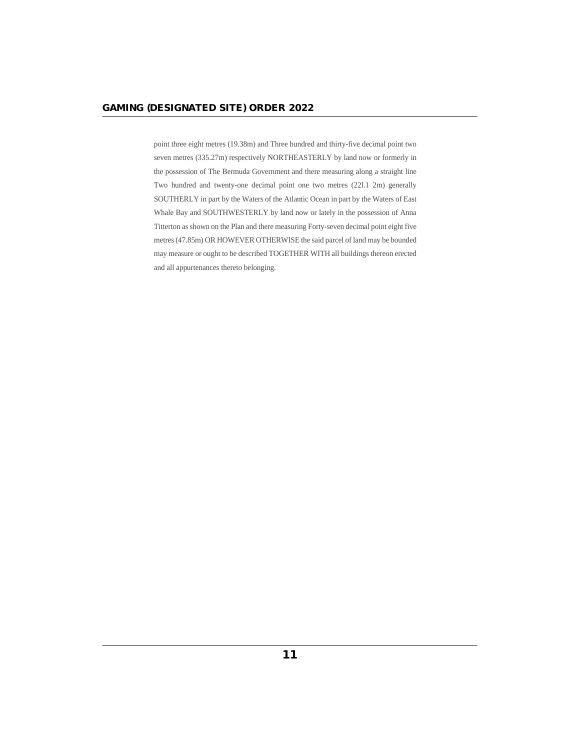point three eight metres (19.38m) and Three hundred and thirty-five decimal point two seven metres (335.27m) respectively NORTHEASTERLY by land now or formerly in the possession of The Bermuda Government and there measuring along a straight line Two hundred and twenty-one decimal point one two metres (22l.1 2m) generally SOUTHERLY in part by the Waters of the Atlantic Ocean in part by the Waters of East Whale Bay and SOUTHWESTERLY by land now or lately in the possession of Anna Titterton as shown on the Plan and there measuring Forty-seven decimal point eight five metres (47.85m) OR HOWEVER OTHERWISE the said parcel of land may be bounded may measure or ought to be described TOGETHER WITH all buildings thereon erected and all appurtenances thereto belonging.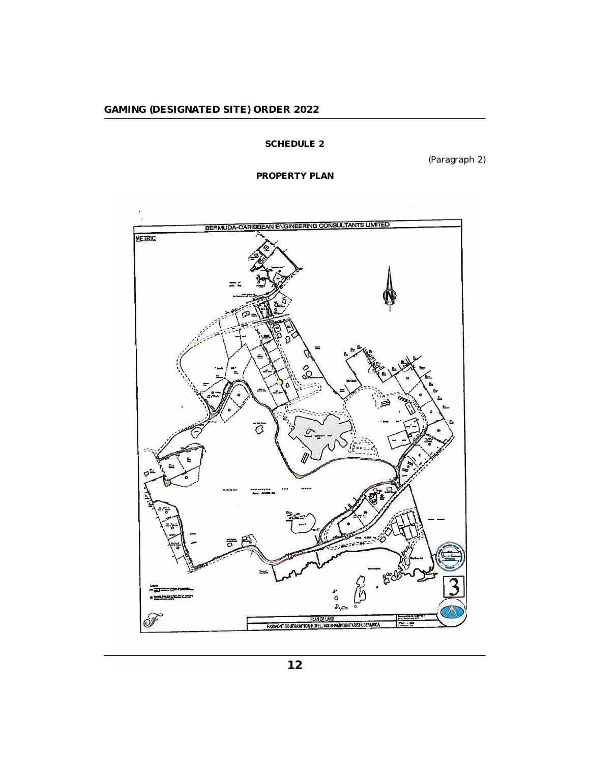## SCHEDULE 2

(Paragraph 2)

### PROPERTY PLAN

BERMUDA-CARIBBEAN ENGINEERING CONSULTANTS LIMITED

METRIC

PLAN OF LAND

FAIRMONT SOUTHAMPTON HOTEL, SOUTHAMPTON PARISH, BERMUDA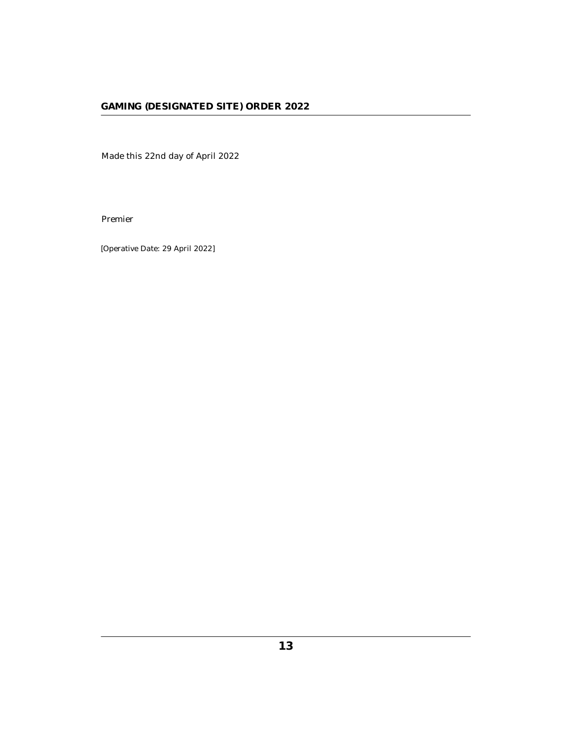Made this 22nd day of April 2022

Premier

[Operative Date: 29 April 2022]